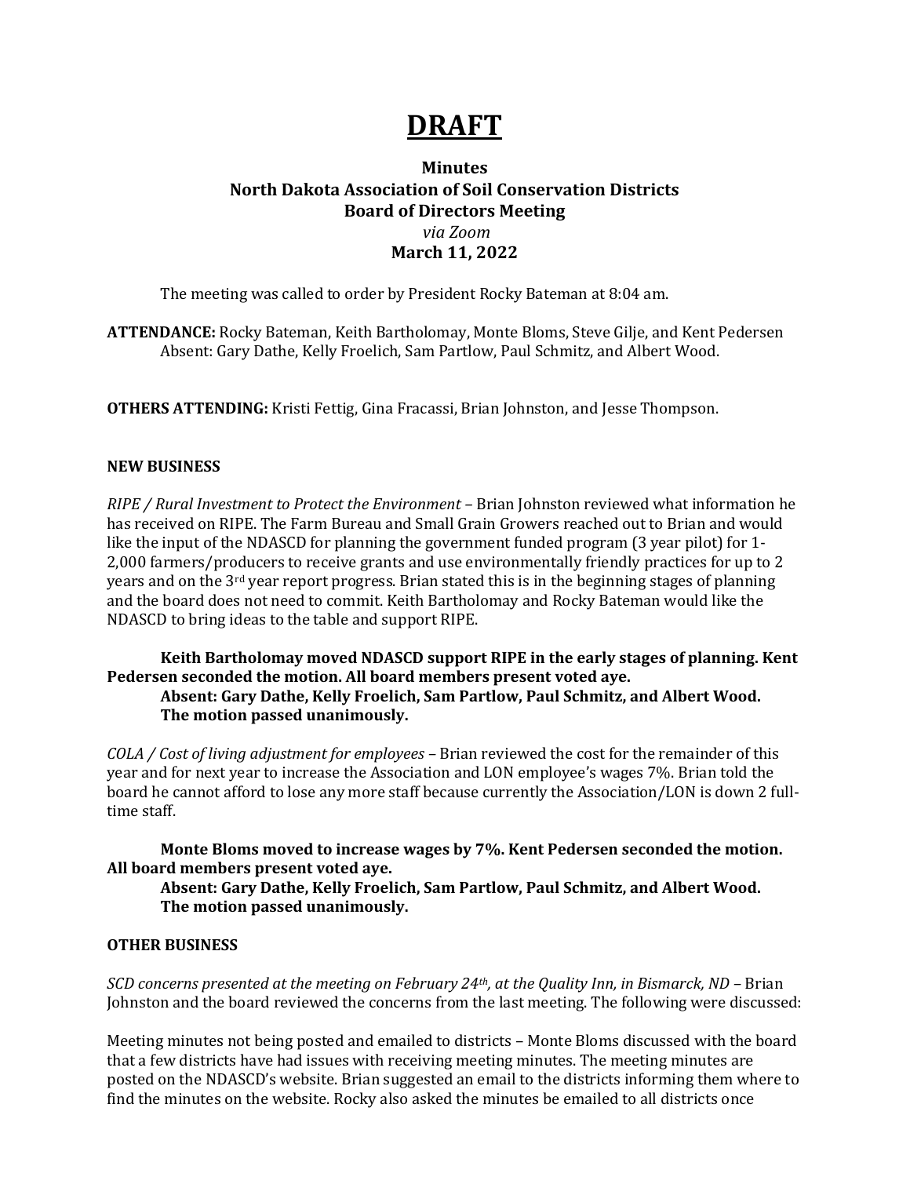# DRAFT

**Minutes**
**North Dakota Association of Soil Conservation Districts**
**Board of Directors Meeting**
*via Zoom*
**March 11, 2022**

The meeting was called to order by President Rocky Bateman at 8:04 am.

**ATTENDANCE:** Rocky Bateman, Keith Bartholomay, Monte Bloms, Steve Gilje, and Kent Pedersen
Absent: Gary Dathe, Kelly Froelich, Sam Partlow, Paul Schmitz, and Albert Wood.

**OTHERS ATTENDING:** Kristi Fettig, Gina Fracassi, Brian Johnston, and Jesse Thompson.

**NEW BUSINESS**

*RIPE / Rural Investment to Protect the Environment* – Brian Johnston reviewed what information he has received on RIPE. The Farm Bureau and Small Grain Growers reached out to Brian and would like the input of the NDASCD for planning the government funded program (3 year pilot) for 1-2,000 farmers/producers to receive grants and use environmentally friendly practices for up to 2 years and on the 3rd year report progress. Brian stated this is in the beginning stages of planning and the board does not need to commit. Keith Bartholomay and Rocky Bateman would like the NDASCD to bring ideas to the table and support RIPE.

**Keith Bartholomay moved NDASCD support RIPE in the early stages of planning. Kent Pedersen seconded the motion. All board members present voted aye.**
**Absent: Gary Dathe, Kelly Froelich, Sam Partlow, Paul Schmitz, and Albert Wood.**
**The motion passed unanimously.**

*COLA / Cost of living adjustment for employees* – Brian reviewed the cost for the remainder of this year and for next year to increase the Association and LON employee's wages 7%. Brian told the board he cannot afford to lose any more staff because currently the Association/LON is down 2 full-time staff.

**Monte Bloms moved to increase wages by 7%. Kent Pedersen seconded the motion. All board members present voted aye.**
**Absent: Gary Dathe, Kelly Froelich, Sam Partlow, Paul Schmitz, and Albert Wood.**
**The motion passed unanimously.**

**OTHER BUSINESS**

*SCD concerns presented at the meeting on February 24th, at the Quality Inn, in Bismarck, ND* – Brian Johnston and the board reviewed the concerns from the last meeting. The following were discussed:

Meeting minutes not being posted and emailed to districts – Monte Bloms discussed with the board that a few districts have had issues with receiving meeting minutes. The meeting minutes are posted on the NDASCD's website. Brian suggested an email to the districts informing them where to find the minutes on the website. Rocky also asked the minutes be emailed to all districts once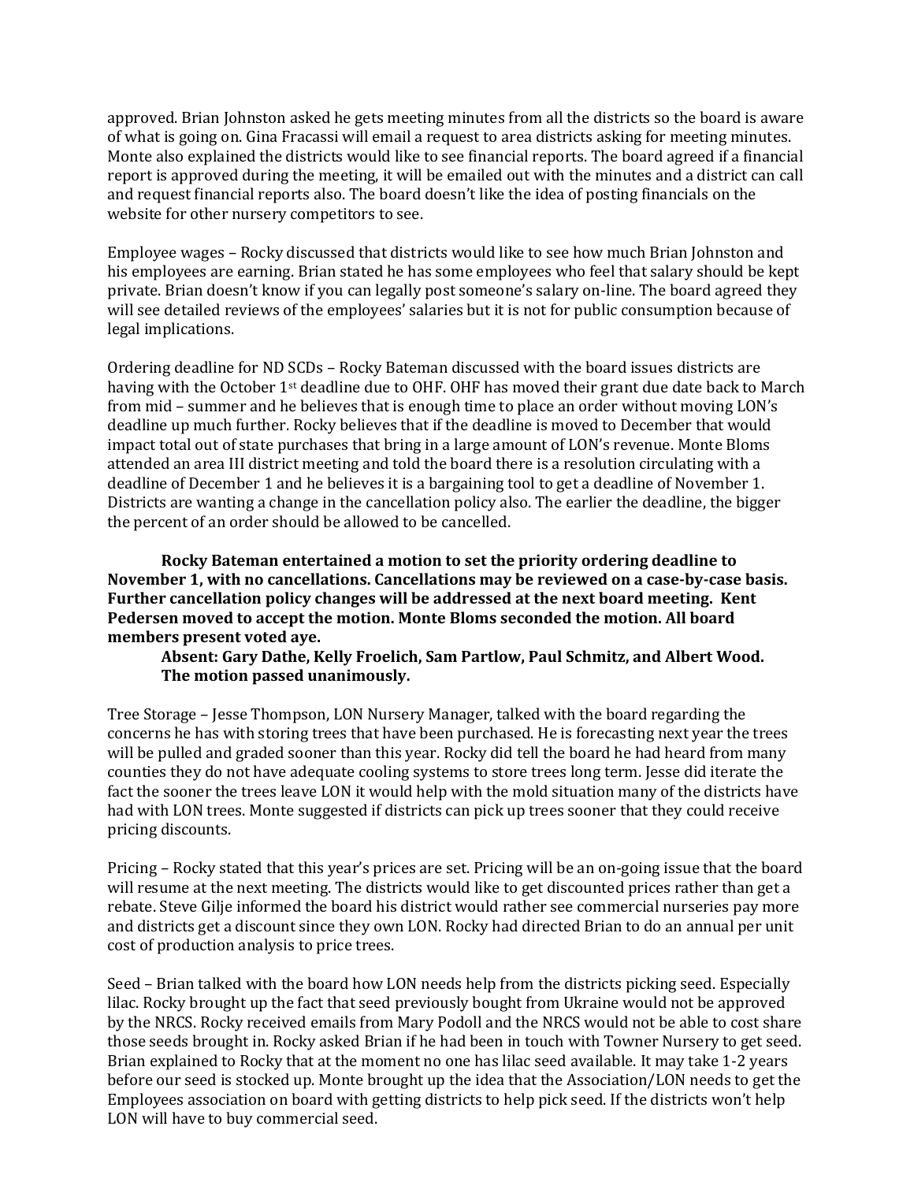approved. Brian Johnston asked he gets meeting minutes from all the districts so the board is aware of what is going on. Gina Fracassi will email a request to area districts asking for meeting minutes. Monte also explained the districts would like to see financial reports. The board agreed if a financial report is approved during the meeting, it will be emailed out with the minutes and a district can call and request financial reports also. The board doesn't like the idea of posting financials on the website for other nursery competitors to see.

Employee wages – Rocky discussed that districts would like to see how much Brian Johnston and his employees are earning. Brian stated he has some employees who feel that salary should be kept private. Brian doesn't know if you can legally post someone's salary on-line. The board agreed they will see detailed reviews of the employees' salaries but it is not for public consumption because of legal implications.

Ordering deadline for ND SCDs – Rocky Bateman discussed with the board issues districts are having with the October 1st deadline due to OHF. OHF has moved their grant due date back to March from mid – summer and he believes that is enough time to place an order without moving LON's deadline up much further. Rocky believes that if the deadline is moved to December that would impact total out of state purchases that bring in a large amount of LON's revenue. Monte Bloms attended an area III district meeting and told the board there is a resolution circulating with a deadline of December 1 and he believes it is a bargaining tool to get a deadline of November 1. Districts are wanting a change in the cancellation policy also. The earlier the deadline, the bigger the percent of an order should be allowed to be cancelled.

**Rocky Bateman entertained a motion to set the priority ordering deadline to November 1, with no cancellations. Cancellations may be reviewed on a case-by-case basis. Further cancellation policy changes will be addressed at the next board meeting. Kent Pedersen moved to accept the motion. Monte Bloms seconded the motion. All board members present voted aye.**

**Absent: Gary Dathe, Kelly Froelich, Sam Partlow, Paul Schmitz, and Albert Wood.**
**The motion passed unanimously.**

Tree Storage – Jesse Thompson, LON Nursery Manager, talked with the board regarding the concerns he has with storing trees that have been purchased. He is forecasting next year the trees will be pulled and graded sooner than this year. Rocky did tell the board he had heard from many counties they do not have adequate cooling systems to store trees long term. Jesse did iterate the fact the sooner the trees leave LON it would help with the mold situation many of the districts have had with LON trees. Monte suggested if districts can pick up trees sooner that they could receive pricing discounts.

Pricing – Rocky stated that this year's prices are set. Pricing will be an on-going issue that the board will resume at the next meeting. The districts would like to get discounted prices rather than get a rebate. Steve Gilje informed the board his district would rather see commercial nurseries pay more and districts get a discount since they own LON. Rocky had directed Brian to do an annual per unit cost of production analysis to price trees.

Seed – Brian talked with the board how LON needs help from the districts picking seed. Especially lilac. Rocky brought up the fact that seed previously bought from Ukraine would not be approved by the NRCS. Rocky received emails from Mary Podoll and the NRCS would not be able to cost share those seeds brought in. Rocky asked Brian if he had been in touch with Towner Nursery to get seed. Brian explained to Rocky that at the moment no one has lilac seed available. It may take 1-2 years before our seed is stocked up. Monte brought up the idea that the Association/LON needs to get the Employees association on board with getting districts to help pick seed. If the districts won't help LON will have to buy commercial seed.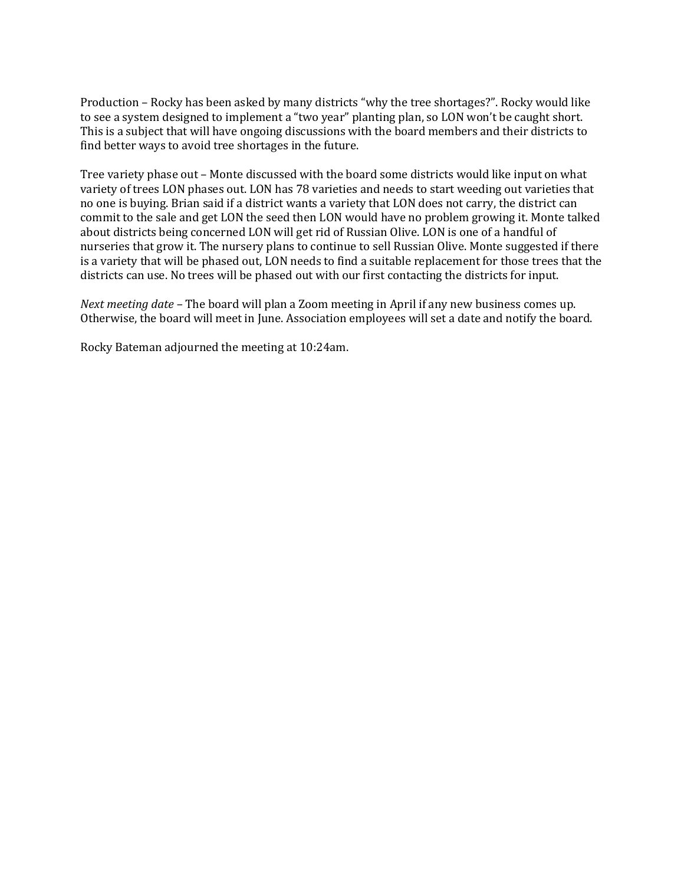Production – Rocky has been asked by many districts "why the tree shortages?". Rocky would like to see a system designed to implement a "two year" planting plan, so LON won't be caught short. This is a subject that will have ongoing discussions with the board members and their districts to find better ways to avoid tree shortages in the future.

Tree variety phase out – Monte discussed with the board some districts would like input on what variety of trees LON phases out. LON has 78 varieties and needs to start weeding out varieties that no one is buying. Brian said if a district wants a variety that LON does not carry, the district can commit to the sale and get LON the seed then LON would have no problem growing it. Monte talked about districts being concerned LON will get rid of Russian Olive. LON is one of a handful of nurseries that grow it. The nursery plans to continue to sell Russian Olive. Monte suggested if there is a variety that will be phased out, LON needs to find a suitable replacement for those trees that the districts can use. No trees will be phased out with our first contacting the districts for input.

*Next meeting date* – The board will plan a Zoom meeting in April if any new business comes up. Otherwise, the board will meet in June. Association employees will set a date and notify the board.

Rocky Bateman adjourned the meeting at 10:24am.